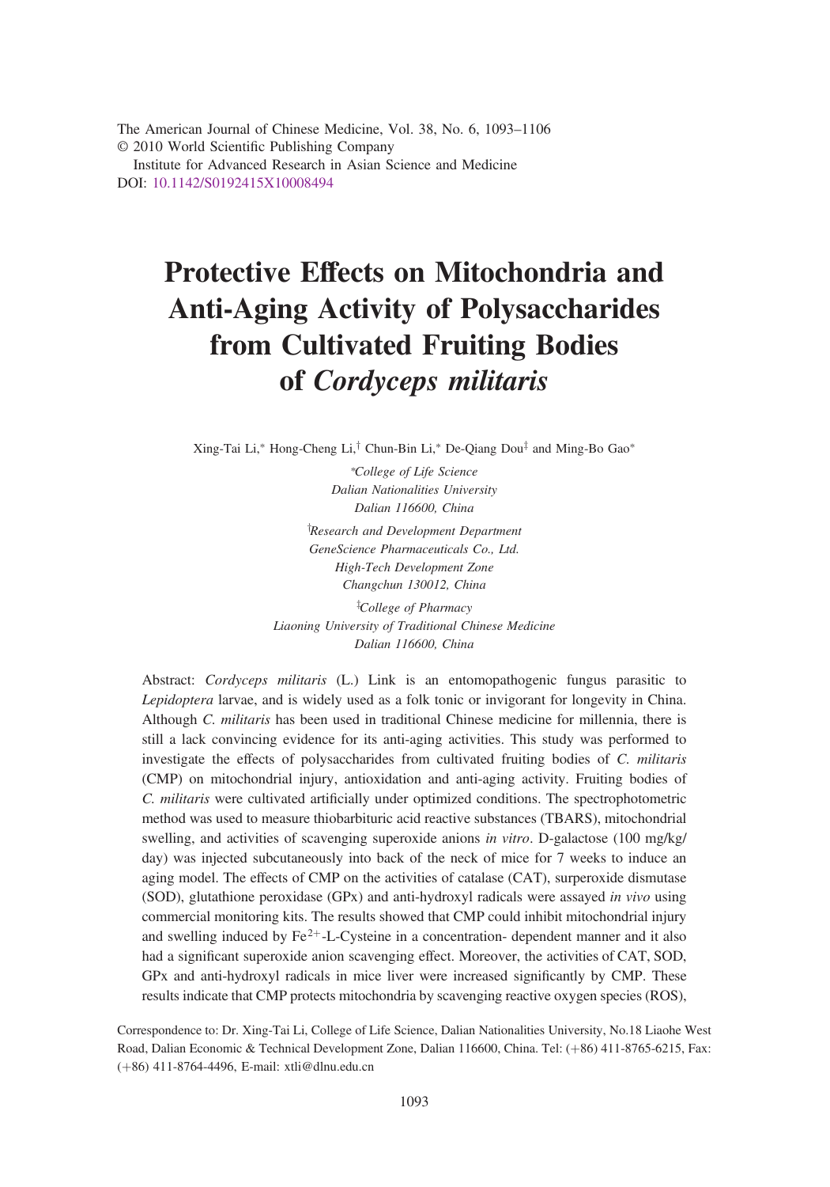The American Journal of Chinese Medicine, Vol. 38, No. 6, 1093–1106
© 2010 World Scientific Publishing Company
Institute for Advanced Research in Asian Science and Medicine
DOI: 10.1142/S0192415X10008494

# Protective Effects on Mitochondria and Anti-Aging Activity of Polysaccharides from Cultivated Fruiting Bodies of *Cordyceps militaris*

Xing-Tai Li,[*] Hong-Cheng Li,[†] Chun-Bin Li,[*] De-Qiang Dou[‡] and Ming-Bo Gao[*]

[*]*College of Life Science*
*Dalian Nationalities University*
*Dalian 116600, China*

[†]*Research and Development Department*
*GeneScience Pharmaceuticals Co., Ltd.*
*High-Tech Development Zone*
*Changchun 130012, China*

[‡]*College of Pharmacy*
*Liaoning University of Traditional Chinese Medicine*
*Dalian 116600, China*

Abstract: *Cordyceps militaris* (L.) Link is an entomopathogenic fungus parasitic to *Lepidoptera* larvae, and is widely used as a folk tonic or invigorant for longevity in China. Although *C. militaris* has been used in traditional Chinese medicine for millennia, there is still a lack convincing evidence for its anti-aging activities. This study was performed to investigate the effects of polysaccharides from cultivated fruiting bodies of *C. militaris* (CMP) on mitochondrial injury, antioxidation and anti-aging activity. Fruiting bodies of *C. militaris* were cultivated artificially under optimized conditions. The spectrophotometric method was used to measure thiobarbituric acid reactive substances (TBARS), mitochondrial swelling, and activities of scavenging superoxide anions *in vitro*. D-galactose (100 mg/kg/day) was injected subcutaneously into back of the neck of mice for 7 weeks to induce an aging model. The effects of CMP on the activities of catalase (CAT), surperoxide dismutase (SOD), glutathione peroxidase (GPx) and anti-hydroxyl radicals were assayed *in vivo* using commercial monitoring kits. The results showed that CMP could inhibit mitochondrial injury and swelling induced by $Fe^{2+}$-L-Cysteine in a concentration- dependent manner and it also had a significant superoxide anion scavenging effect. Moreover, the activities of CAT, SOD, GPx and anti-hydroxyl radicals in mice liver were increased significantly by CMP. These results indicate that CMP protects mitochondria by scavenging reactive oxygen species (ROS),

Correspondence to: Dr. Xing-Tai Li, College of Life Science, Dalian Nationalities University, No.18 Liaohe West Road, Dalian Economic & Technical Development Zone, Dalian 116600, China. Tel: (+86) 411-8765-6215, Fax: (+86) 411-8764-4496, E-mail: xtli@dlnu.edu.cn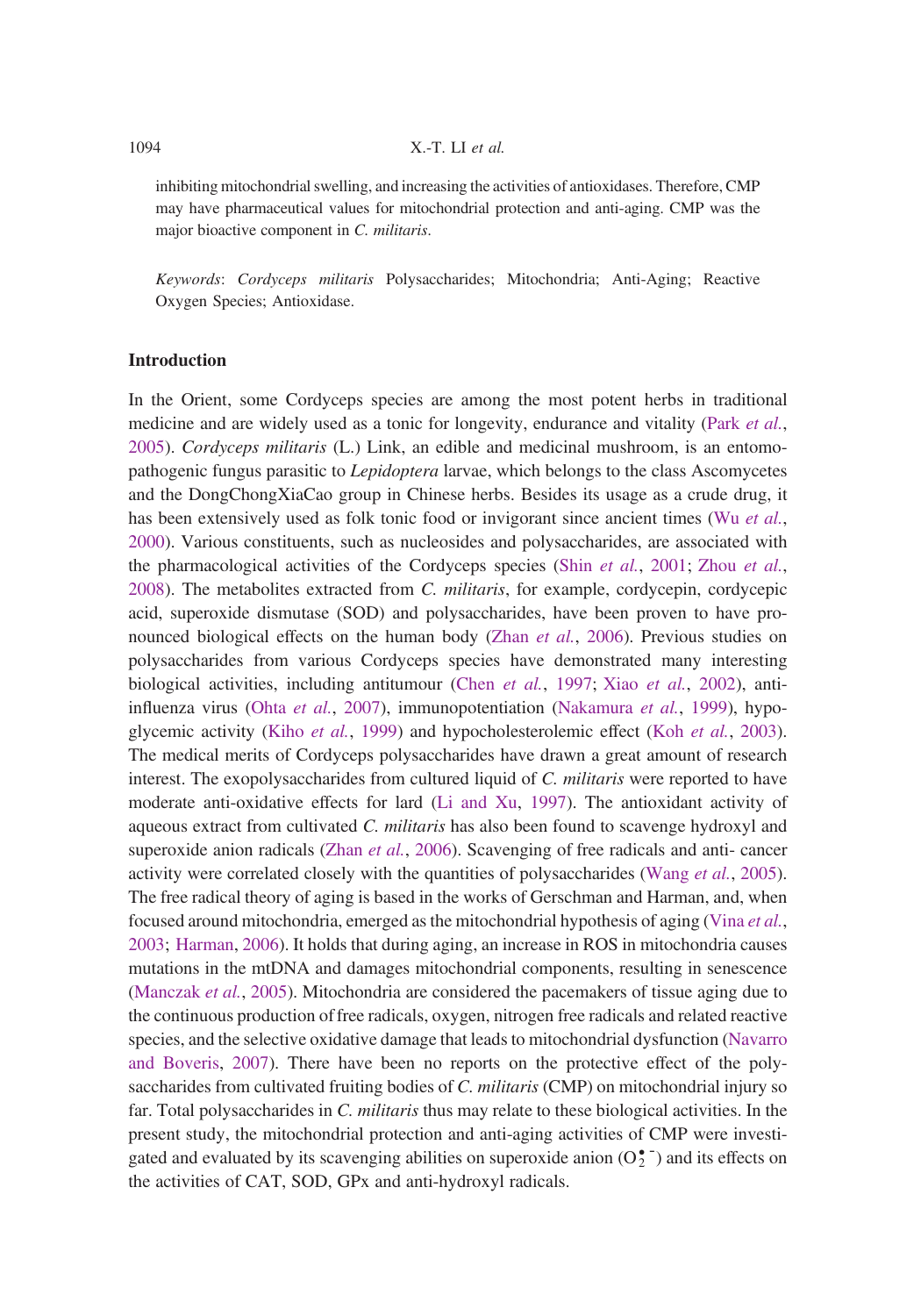inhibiting mitochondrial swelling, and increasing the activities of antioxidases. Therefore, CMP may have pharmaceutical values for mitochondrial protection and anti-aging. CMP was the major bioactive component in *C. militaris*.

*Keywords*: *Cordyceps militaris* Polysaccharides; Mitochondria; Anti-Aging; Reactive Oxygen Species; Antioxidase.

## Introduction

In the Orient, some Cordyceps species are among the most potent herbs in traditional medicine and are widely used as a tonic for longevity, endurance and vitality (Park *et al.*, 2005). *Cordyceps militaris* (L.) Link, an edible and medicinal mushroom, is an entomopathogenic fungus parasitic to *Lepidoptera* larvae, which belongs to the class Ascomycetes and the DongChongXiaCao group in Chinese herbs. Besides its usage as a crude drug, it has been extensively used as folk tonic food or invigorant since ancient times (Wu *et al.*, 2000). Various constituents, such as nucleosides and polysaccharides, are associated with the pharmacological activities of the Cordyceps species (Shin *et al.*, 2001; Zhou *et al.*, 2008). The metabolites extracted from *C. militaris*, for example, cordycepin, cordycepic acid, superoxide dismutase (SOD) and polysaccharides, have been proven to have pronounced biological effects on the human body (Zhan *et al.*, 2006). Previous studies on polysaccharides from various Cordyceps species have demonstrated many interesting biological activities, including antitumour (Chen *et al.*, 1997; Xiao *et al.*, 2002), anti-influenza virus (Ohta *et al.*, 2007), immunopotentiation (Nakamura *et al.*, 1999), hypoglycemic activity (Kiho *et al.*, 1999) and hypocholesterolemic effect (Koh *et al.*, 2003). The medical merits of Cordyceps polysaccharides have drawn a great amount of research interest. The exopolysaccharides from cultured liquid of *C. militaris* were reported to have moderate anti-oxidative effects for lard (Li and Xu, 1997). The antioxidant activity of aqueous extract from cultivated *C. militaris* has also been found to scavenge hydroxyl and superoxide anion radicals (Zhan *et al.*, 2006). Scavenging of free radicals and anti- cancer activity were correlated closely with the quantities of polysaccharides (Wang *et al.*, 2005). The free radical theory of aging is based in the works of Gerschman and Harman, and, when focused around mitochondria, emerged as the mitochondrial hypothesis of aging (Vina *et al.*, 2003; Harman, 2006). It holds that during aging, an increase in ROS in mitochondria causes mutations in the mtDNA and damages mitochondrial components, resulting in senescence (Manczak *et al.*, 2005). Mitochondria are considered the pacemakers of tissue aging due to the continuous production of free radicals, oxygen, nitrogen free radicals and related reactive species, and the selective oxidative damage that leads to mitochondrial dysfunction (Navarro and Boveris, 2007). There have been no reports on the protective effect of the polysaccharides from cultivated fruiting bodies of *C. militaris* (CMP) on mitochondrial injury so far. Total polysaccharides in *C. militaris* thus may relate to these biological activities. In the present study, the mitochondrial protection and anti-aging activities of CMP were investigated and evaluated by its scavenging abilities on superoxide anion ($O_2^{\bullet -}$) and its effects on the activities of CAT, SOD, GPx and anti-hydroxyl radicals.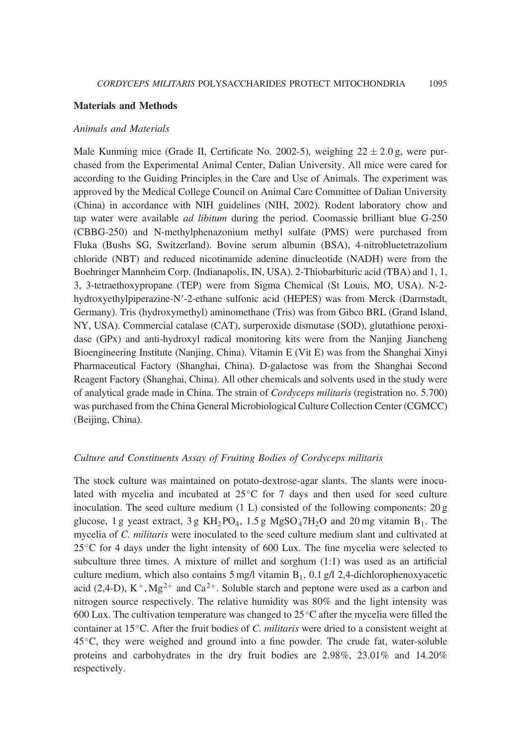## Materials and Methods

### *Animals and Materials*

Male Kunming mice (Grade II, Certificate No. 2002-5), weighing $22 \pm 2.0$ g, were purchased from the Experimental Animal Center, Dalian University. All mice were cared for according to the Guiding Principles in the Care and Use of Animals. The experiment was approved by the Medical College Council on Animal Care Committee of Dalian University (China) in accordance with NIH guidelines (NIH, 2002). Rodent laboratory chow and tap water were available *ad libitum* during the period. Coomassie brilliant blue G-250 (CBBG-250) and N-methylphenazonium methyl sulfate (PMS) were purchased from Fluka (Bushs SG, Switzerland). Bovine serum albumin (BSA), 4-nitrobluetetrazolium chloride (NBT) and reduced nicotinamide adenine dinucleotide (NADH) were from the Boehringer Mannheim Corp. (Indianapolis, IN, USA). 2-Thiobarbituric acid (TBA) and 1, 1, 3, 3-tetraethoxypropane (TEP) were from Sigma Chemical (St Louis, MO, USA). N-2-hydroxyethylpiperazine-N′-2-ethane sulfonic acid (HEPES) was from Merck (Darmstadt, Germany). Tris (hydroxymethyl) aminomethane (Tris) was from Gibco BRL (Grand Island, NY, USA). Commercial catalase (CAT), surperoxide dismutase (SOD), glutathione peroxidase (GPx) and anti-hydroxyl radical monitoring kits were from the Nanjing Jiancheng Bioengineering Institute (Nanjing, China). Vitamin E (Vit E) was from the Shanghai Xinyi Pharmaceutical Factory (Shanghai, China). D-galactose was from the Shanghai Second Reagent Factory (Shanghai, China). All other chemicals and solvents used in the study were of analytical grade made in China. The strain of *Cordyceps militaris* (registration no. 5.700) was purchased from the China General Microbiological Culture Collection Center (CGMCC) (Beijing, China).

### *Culture and Constituents Assay of Fruiting Bodies of Cordyceps militaris*

The stock culture was maintained on potato-dextrose-agar slants. The slants were inoculated with mycelia and incubated at 25°C for 7 days and then used for seed culture inoculation. The seed culture medium (1 L) consisted of the following components: 20 g glucose, 1 g yeast extract, 3 g $KH_2PO_4$, 1.5 g $MgSO_4 \cdot 7H_2O$ and 20 mg vitamin $B_1$. The mycelia of *C. militaris* were inoculated to the seed culture medium slant and cultivated at 25°C for 4 days under the light intensity of 600 Lux. The fine mycelia were selected to subculture three times. A mixture of millet and sorghum (1:1) was used as an artificial culture medium, which also contains 5 mg/l vitamin $B_1$, 0.1 g/l 2,4-dichlorophenoxyacetic acid (2,4-D), $K^+$, $Mg^{2+}$ and $Ca^{2+}$. Soluble starch and peptone were used as a carbon and nitrogen source respectively. The relative humidity was 80% and the light intensity was 600 Lux. The cultivation temperature was changed to 25°C after the mycelia were filled the container at 15°C. After the fruit bodies of *C. militaris* were dried to a consistent weight at 45°C, they were weighed and ground into a fine powder. The crude fat, water-soluble proteins and carbohydrates in the dry fruit bodies are 2.98%, 23.01% and 14.20% respectively.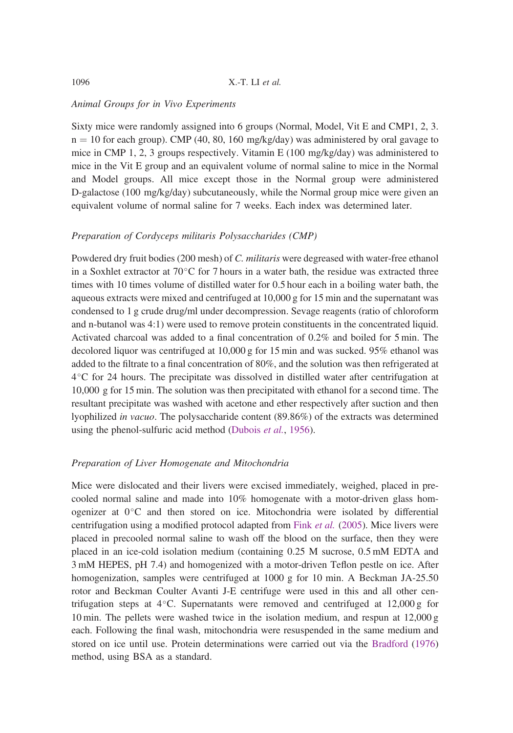### *Animal Groups for in Vivo Experiments*

Sixty mice were randomly assigned into 6 groups (Normal, Model, Vit E and CMP1, 2, 3. $n = 10$ for each group). CMP (40, 80, 160 mg/kg/day) was administered by oral gavage to mice in CMP 1, 2, 3 groups respectively. Vitamin E (100 mg/kg/day) was administered to mice in the Vit E group and an equivalent volume of normal saline to mice in the Normal and Model groups. All mice except those in the Normal group were administered D-galactose (100 mg/kg/day) subcutaneously, while the Normal group mice were given an equivalent volume of normal saline for 7 weeks. Each index was determined later.

### *Preparation of Cordyceps militaris Polysaccharides (CMP)*

Powdered dry fruit bodies (200 mesh) of *C. militaris* were degreased with water-free ethanol in a Soxhlet extractor at 70°C for 7 hours in a water bath, the residue was extracted three times with 10 times volume of distilled water for 0.5 hour each in a boiling water bath, the aqueous extracts were mixed and centrifuged at 10,000 g for 15 min and the supernatant was condensed to 1 g crude drug/ml under decompression. Sevage reagents (ratio of chloroform and n-butanol was 4:1) were used to remove protein constituents in the concentrated liquid. Activated charcoal was added to a final concentration of 0.2% and boiled for 5 min. The decolored liquor was centrifuged at 10,000 g for 15 min and was sucked. 95% ethanol was added to the filtrate to a final concentration of 80%, and the solution was then refrigerated at 4°C for 24 hours. The precipitate was dissolved in distilled water after centrifugation at 10,000 g for 15 min. The solution was then precipitated with ethanol for a second time. The resultant precipitate was washed with acetone and ether respectively after suction and then lyophilized *in vacuo*. The polysaccharide content (89.86%) of the extracts was determined using the phenol-sulfuric acid method (Dubois *et al.*, 1956).

### *Preparation of Liver Homogenate and Mitochondria*

Mice were dislocated and their livers were excised immediately, weighed, placed in precooled normal saline and made into 10% homogenate with a motor-driven glass homogenizer at 0°C and then stored on ice. Mitochondria were isolated by differential centrifugation using a modified protocol adapted from Fink *et al.* (2005). Mice livers were placed in precooled normal saline to wash off the blood on the surface, then they were placed in an ice-cold isolation medium (containing 0.25 M sucrose, 0.5 mM EDTA and 3 mM HEPES, pH 7.4) and homogenized with a motor-driven Teflon pestle on ice. After homogenization, samples were centrifuged at 1000 g for 10 min. A Beckman JA-25.50 rotor and Beckman Coulter Avanti J-E centrifuge were used in this and all other centrifugation steps at 4°C. Supernatants were removed and centrifuged at 12,000 g for 10 min. The pellets were washed twice in the isolation medium, and respun at 12,000 g each. Following the final wash, mitochondria were resuspended in the same medium and stored on ice until use. Protein determinations were carried out via the Bradford (1976) method, using BSA as a standard.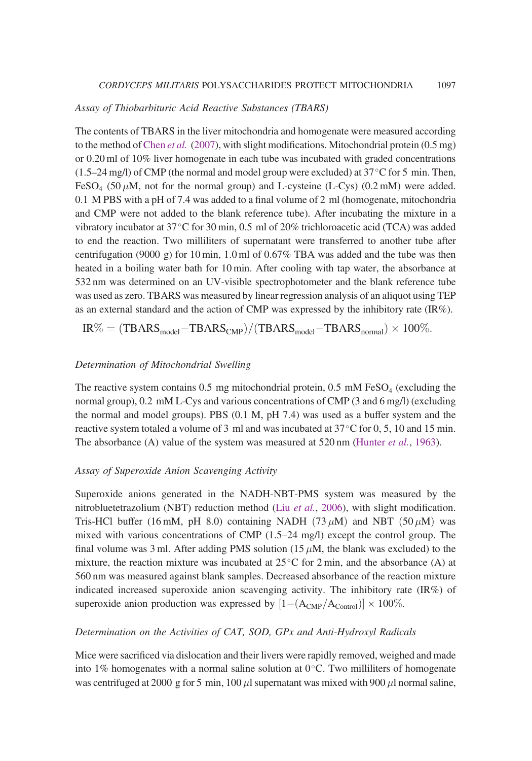### Assay of Thiobarbituric Acid Reactive Substances (TBARS)

The contents of TBARS in the liver mitochondria and homogenate were measured according to the method of Chen *et al.* (2007), with slight modifications. Mitochondrial protein (0.5 mg) or 0.20 ml of 10% liver homogenate in each tube was incubated with graded concentrations (1.5–24 mg/l) of CMP (the normal and model group were excluded) at 37°C for 5 min. Then, $FeSO_4$ (50 $\mu$M, not for the normal group) and L-cysteine (L-Cys) (0.2 mM) were added. 0.1 M PBS with a pH of 7.4 was added to a final volume of 2 ml (homogenate, mitochondria and CMP were not added to the blank reference tube). After incubating the mixture in a vibratory incubator at 37°C for 30 min, 0.5 ml of 20% trichloroacetic acid (TCA) was added to end the reaction. Two milliliters of supernatant were transferred to another tube after centrifugation (9000 g) for 10 min, 1.0 ml of 0.67% TBA was added and the tube was then heated in a boiling water bath for 10 min. After cooling with tap water, the absorbance at 532 nm was determined on an UV-visible spectrophotometer and the blank reference tube was used as zero. TBARS was measured by linear regression analysis of an aliquot using TEP as an external standard and the action of CMP was expressed by the inhibitory rate (IR%).

$$\text{IR\%} = (\text{TBARS}_{\text{model}} - \text{TBARS}_{\text{CMP}})/(\text{TBARS}_{\text{model}} - \text{TBARS}_{\text{normal}}) \times 100\%.$$

### Determination of Mitochondrial Swelling

The reactive system contains 0.5 mg mitochondrial protein, 0.5 mM $FeSO_4$ (excluding the normal group), 0.2 mM L-Cys and various concentrations of CMP (3 and 6 mg/l) (excluding the normal and model groups). PBS (0.1 M, pH 7.4) was used as a buffer system and the reactive system totaled a volume of 3 ml and was incubated at 37°C for 0, 5, 10 and 15 min. The absorbance (A) value of the system was measured at 520 nm (Hunter *et al.*, 1963).

### Assay of Superoxide Anion Scavenging Activity

Superoxide anions generated in the NADH-NBT-PMS system was measured by the nitrobluetetrazolium (NBT) reduction method (Liu *et al.*, 2006), with slight modification. Tris-HCl buffer (16 mM, pH 8.0) containing NADH (73 $\mu$M) and NBT (50 $\mu$M) was mixed with various concentrations of CMP (1.5–24 mg/l) except the control group. The final volume was 3 ml. After adding PMS solution (15 $\mu$M, the blank was excluded) to the mixture, the reaction mixture was incubated at 25°C for 2 min, and the absorbance (A) at 560 nm was measured against blank samples. Decreased absorbance of the reaction mixture indicated increased superoxide anion scavenging activity. The inhibitory rate (IR%) of superoxide anion production was expressed by $[1-(A_{\text{CMP}}/A_{\text{Control}})] \times 100\%$.

### Determination on the Activities of CAT, SOD, GPx and Anti-Hydroxyl Radicals

Mice were sacrificed via dislocation and their livers were rapidly removed, weighed and made into 1% homogenates with a normal saline solution at 0°C. Two milliliters of homogenate was centrifuged at 2000 g for 5 min, 100 $\mu$l supernatant was mixed with 900 $\mu$l normal saline,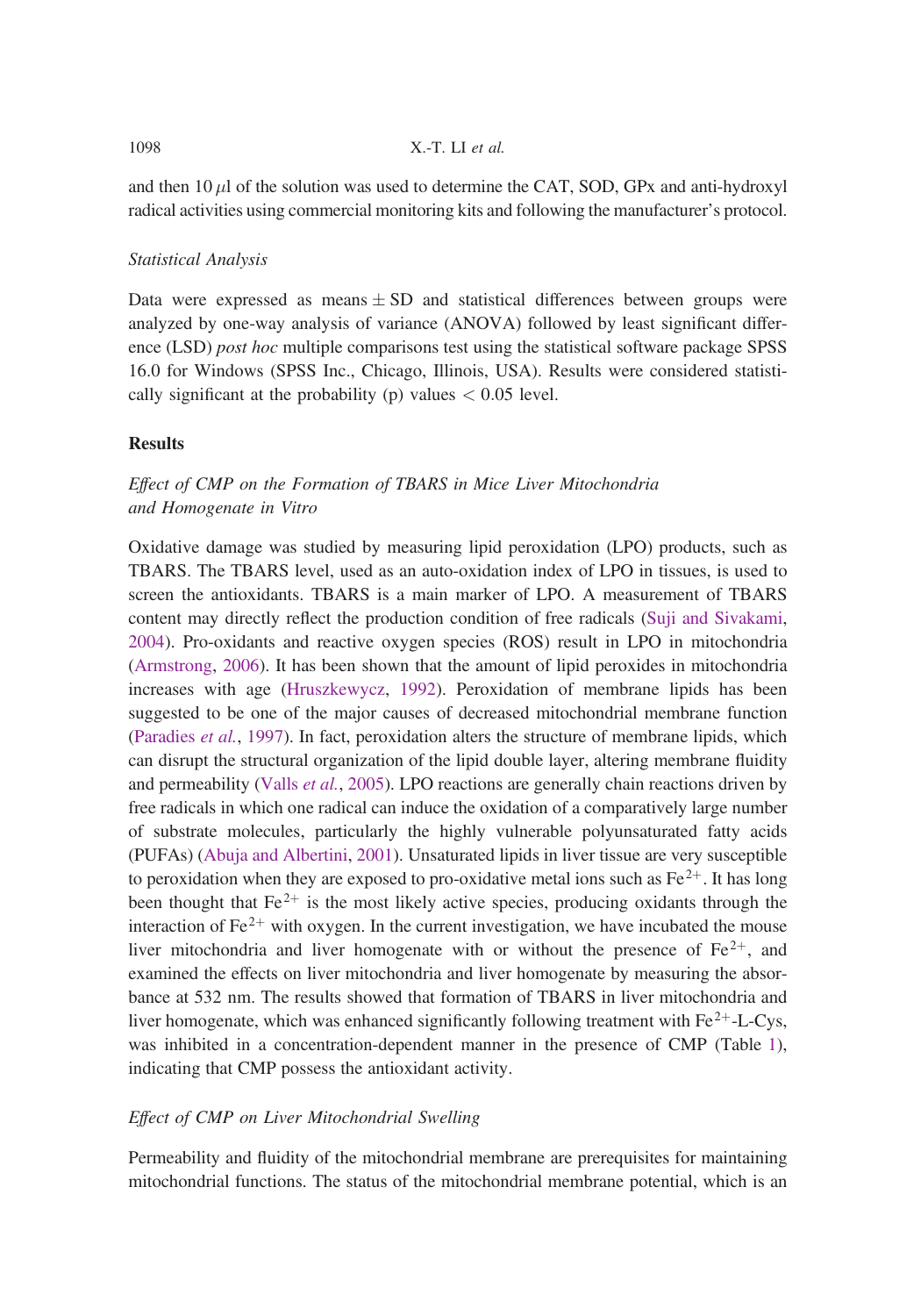and then 10 $\mu$l of the solution was used to determine the CAT, SOD, GPx and anti-hydroxyl radical activities using commercial monitoring kits and following the manufacturer's protocol.

*Statistical Analysis*

Data were expressed as means $\pm$ SD and statistical differences between groups were analyzed by one-way analysis of variance (ANOVA) followed by least significant difference (LSD) *post hoc* multiple comparisons test using the statistical software package SPSS 16.0 for Windows (SPSS Inc., Chicago, Illinois, USA). Results were considered statistically significant at the probability (p) values $< 0.05$ level.

## Results

*Effect of CMP on the Formation of TBARS in Mice Liver Mitochondria and Homogenate in Vitro*

Oxidative damage was studied by measuring lipid peroxidation (LPO) products, such as TBARS. The TBARS level, used as an auto-oxidation index of LPO in tissues, is used to screen the antioxidants. TBARS is a main marker of LPO. A measurement of TBARS content may directly reflect the production condition of free radicals (Suji and Sivakami, 2004). Pro-oxidants and reactive oxygen species (ROS) result in LPO in mitochondria (Armstrong, 2006). It has been shown that the amount of lipid peroxides in mitochondria increases with age (Hruszkewycz, 1992). Peroxidation of membrane lipids has been suggested to be one of the major causes of decreased mitochondrial membrane function (Paradies *et al.*, 1997). In fact, peroxidation alters the structure of membrane lipids, which can disrupt the structural organization of the lipid double layer, altering membrane fluidity and permeability (Valls *et al.*, 2005). LPO reactions are generally chain reactions driven by free radicals in which one radical can induce the oxidation of a comparatively large number of substrate molecules, particularly the highly vulnerable polyunsaturated fatty acids (PUFAs) (Abuja and Albertini, 2001). Unsaturated lipids in liver tissue are very susceptible to peroxidation when they are exposed to pro-oxidative metal ions such as $Fe^{2+}$. It has long been thought that $Fe^{2+}$ is the most likely active species, producing oxidants through the interaction of $Fe^{2+}$ with oxygen. In the current investigation, we have incubated the mouse liver mitochondria and liver homogenate with or without the presence of $Fe^{2+}$, and examined the effects on liver mitochondria and liver homogenate by measuring the absorbance at 532 nm. The results showed that formation of TBARS in liver mitochondria and liver homogenate, which was enhanced significantly following treatment with $Fe^{2+}$-L-Cys, was inhibited in a concentration-dependent manner in the presence of CMP (Table 1), indicating that CMP possess the antioxidant activity.

*Effect of CMP on Liver Mitochondrial Swelling*

Permeability and fluidity of the mitochondrial membrane are prerequisites for maintaining mitochondrial functions. The status of the mitochondrial membrane potential, which is an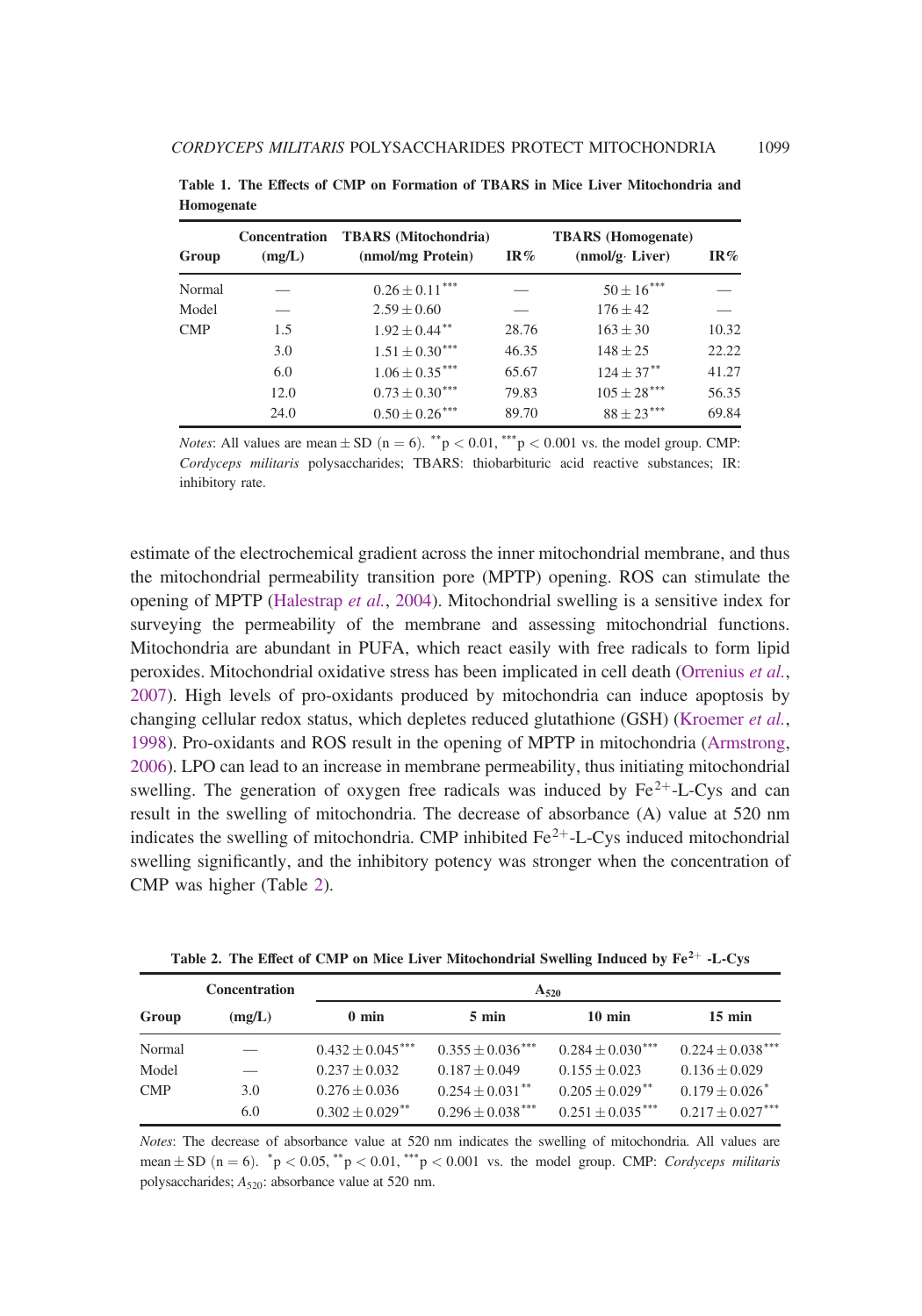**Table 1. The Effects of CMP on Formation of TBARS in Mice Liver Mitochondria and Homogenate**

| Group | Concentration (mg/L) | TBARS (Mitochondria) (nmol/mg Protein) | IR% | TBARS (Homogenate) (nmol/g· Liver) | IR% |
|---|---|---|---|---|---|
| Normal | — | $0.26 \pm 0.11^{***}$ | — | $50 \pm 16^{***}$ | — |
| Model | — | $2.59 \pm 0.60$ | — | $176 \pm 42$ | — |
| CMP | 1.5 | $1.92 \pm 0.44^{**}$ | 28.76 | $163 \pm 30$ | 10.32 |
| | 3.0 | $1.51 \pm 0.30^{***}$ | 46.35 | $148 \pm 25$ | 22.22 |
| | 6.0 | $1.06 \pm 0.35^{***}$ | 65.67 | $124 \pm 37^{**}$ | 41.27 |
| | 12.0 | $0.73 \pm 0.30^{***}$ | 79.83 | $105 \pm 28^{***}$ | 56.35 |
| | 24.0 | $0.50 \pm 0.26^{***}$ | 89.70 | $88 \pm 23^{***}$ | 69.84 |

*Notes*: All values are mean ± SD (n = 6). $^{**}p < 0.01$, $^{***}p < 0.001$ vs. the model group. CMP: *Cordyceps militaris* polysaccharides; TBARS: thiobarbituric acid reactive substances; IR: inhibitory rate.

estimate of the electrochemical gradient across the inner mitochondrial membrane, and thus the mitochondrial permeability transition pore (MPTP) opening. ROS can stimulate the opening of MPTP (Halestrap *et al.*, 2004). Mitochondrial swelling is a sensitive index for surveying the permeability of the membrane and assessing mitochondrial functions. Mitochondria are abundant in PUFA, which react easily with free radicals to form lipid peroxides. Mitochondrial oxidative stress has been implicated in cell death (Orrenius *et al.*, 2007). High levels of pro-oxidants produced by mitochondria can induce apoptosis by changing cellular redox status, which depletes reduced glutathione (GSH) (Kroemer *et al.*, 1998). Pro-oxidants and ROS result in the opening of MPTP in mitochondria (Armstrong, 2006). LPO can lead to an increase in membrane permeability, thus initiating mitochondrial swelling. The generation of oxygen free radicals was induced by $Fe^{2+}$-L-Cys and can result in the swelling of mitochondria. The decrease of absorbance (A) value at 520 nm indicates the swelling of mitochondria. CMP inhibited $Fe^{2+}$-L-Cys induced mitochondrial swelling significantly, and the inhibitory potency was stronger when the concentration of CMP was higher (Table 2).

**Table 2. The Effect of CMP on Mice Liver Mitochondrial Swelling Induced by $Fe^{2+}$ -L-Cys**

| Group | Concentration (mg/L) | $A_{520}$ 0 min | 5 min | 10 min | 15 min |
|---|---|---|---|---|---|
| Normal | — | $0.432 \pm 0.045^{***}$ | $0.355 \pm 0.036^{***}$ | $0.284 \pm 0.030^{***}$ | $0.224 \pm 0.038^{***}$ |
| Model | — | $0.237 \pm 0.032$ | $0.187 \pm 0.049$ | $0.155 \pm 0.023$ | $0.136 \pm 0.029$ |
| CMP | 3.0 | $0.276 \pm 0.036$ | $0.254 \pm 0.031^{**}$ | $0.205 \pm 0.029^{**}$ | $0.179 \pm 0.026^{*}$ |
| | 6.0 | $0.302 \pm 0.029^{**}$ | $0.296 \pm 0.038^{***}$ | $0.251 \pm 0.035^{***}$ | $0.217 \pm 0.027^{***}$ |

*Notes*: The decrease of absorbance value at 520 nm indicates the swelling of mitochondria. All values are mean ± SD (n = 6). $^{*}p < 0.05$, $^{**}p < 0.01$, $^{***}p < 0.001$ vs. the model group. CMP: *Cordyceps militaris* polysaccharides; $A_{520}$: absorbance value at 520 nm.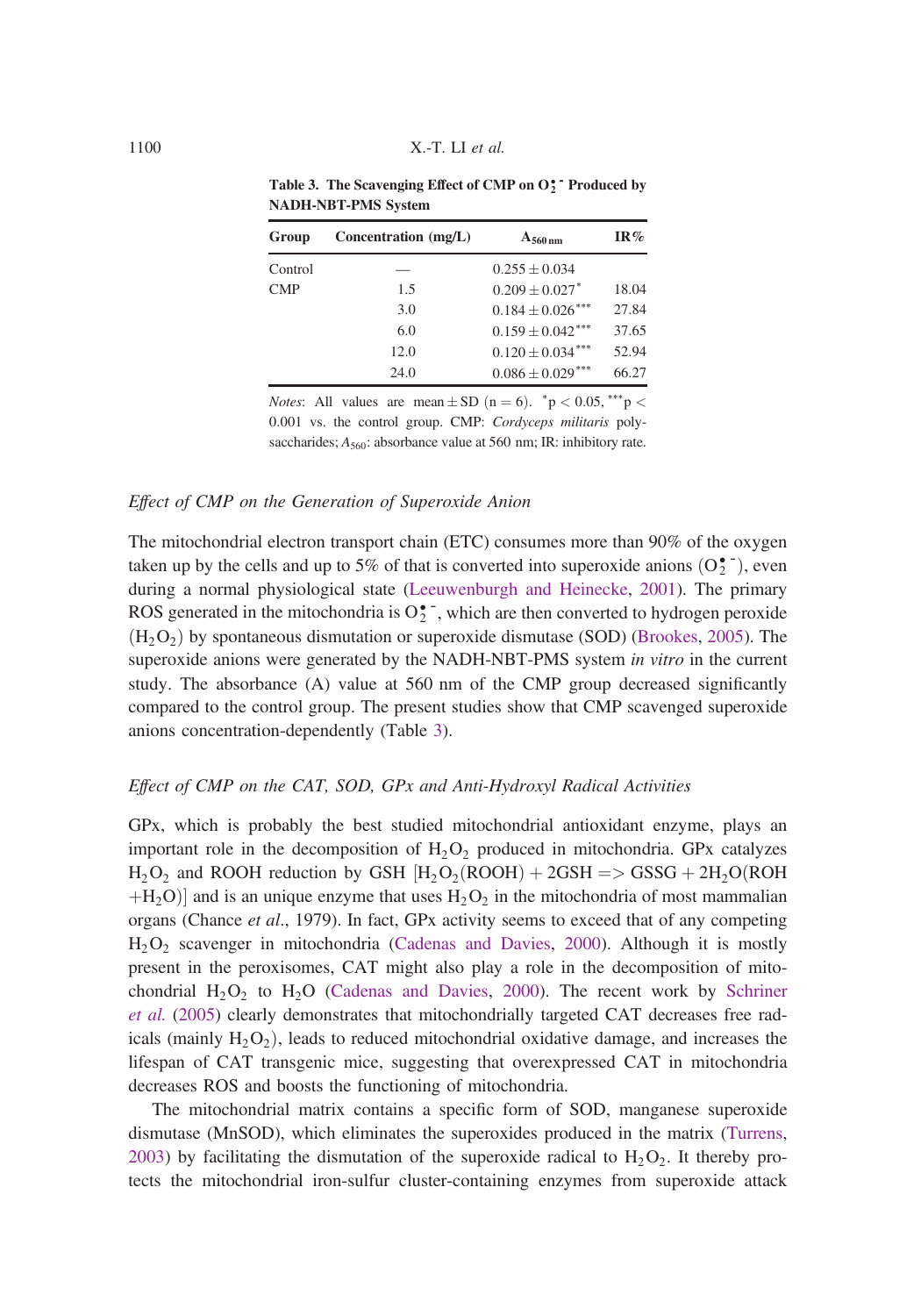**Table 3. The Scavenging Effect of CMP on $O_2^{\bullet -}$ Produced by NADH-NBT-PMS System**

| Group | Concentration (mg/L) | $A_{560\,nm}$ | IR% |
|---|---|---|---|
| Control | — | $0.255 \pm 0.034$ | |
| CMP | 1.5 | $0.209 \pm 0.027^{*}$ | 18.04 |
| | 3.0 | $0.184 \pm 0.026^{***}$ | 27.84 |
| | 6.0 | $0.159 \pm 0.042^{***}$ | 37.65 |
| | 12.0 | $0.120 \pm 0.034^{***}$ | 52.94 |
| | 24.0 | $0.086 \pm 0.029^{***}$ | 66.27 |

*Notes*: All values are mean ± SD (n = 6). $^{*}p < 0.05$, $^{***}p < 0.001$ vs. the control group. CMP: *Cordyceps militaris* polysaccharides; $A_{560}$: absorbance value at 560 nm; IR: inhibitory rate.

### *Effect of CMP on the Generation of Superoxide Anion*

The mitochondrial electron transport chain (ETC) consumes more than 90% of the oxygen taken up by the cells and up to 5% of that is converted into superoxide anions ($O_2^{\bullet -}$), even during a normal physiological state (Leeuwenburgh and Heinecke, 2001). The primary ROS generated in the mitochondria is $O_2^{\bullet -}$, which are then converted to hydrogen peroxide ($H_2O_2$) by spontaneous dismutation or superoxide dismutase (SOD) (Brookes, 2005). The superoxide anions were generated by the NADH-NBT-PMS system *in vitro* in the current study. The absorbance (A) value at 560 nm of the CMP group decreased significantly compared to the control group. The present studies show that CMP scavenged superoxide anions concentration-dependently (Table 3).

### *Effect of CMP on the CAT, SOD, GPx and Anti-Hydroxyl Radical Activities*

GPx, which is probably the best studied mitochondrial antioxidant enzyme, plays an important role in the decomposition of $H_2O_2$ produced in mitochondria. GPx catalyzes $H_2O_2$ and ROOH reduction by GSH [$H_2O_2(ROOH) + 2GSH => GSSG + 2H_2O(ROH + H_2O)$] and is an unique enzyme that uses $H_2O_2$ in the mitochondria of most mammalian organs (Chance *et al*., 1979). In fact, GPx activity seems to exceed that of any competing $H_2O_2$ scavenger in mitochondria (Cadenas and Davies, 2000). Although it is mostly present in the peroxisomes, CAT might also play a role in the decomposition of mitochondrial $H_2O_2$ to $H_2O$ (Cadenas and Davies, 2000). The recent work by Schriner *et al.* (2005) clearly demonstrates that mitochondrially targeted CAT decreases free radicals (mainly $H_2O_2$), leads to reduced mitochondrial oxidative damage, and increases the lifespan of CAT transgenic mice, suggesting that overexpressed CAT in mitochondria decreases ROS and boosts the functioning of mitochondria.

The mitochondrial matrix contains a specific form of SOD, manganese superoxide dismutase (MnSOD), which eliminates the superoxides produced in the matrix (Turrens, 2003) by facilitating the dismutation of the superoxide radical to $H_2O_2$. It thereby protects the mitochondrial iron-sulfur cluster-containing enzymes from superoxide attack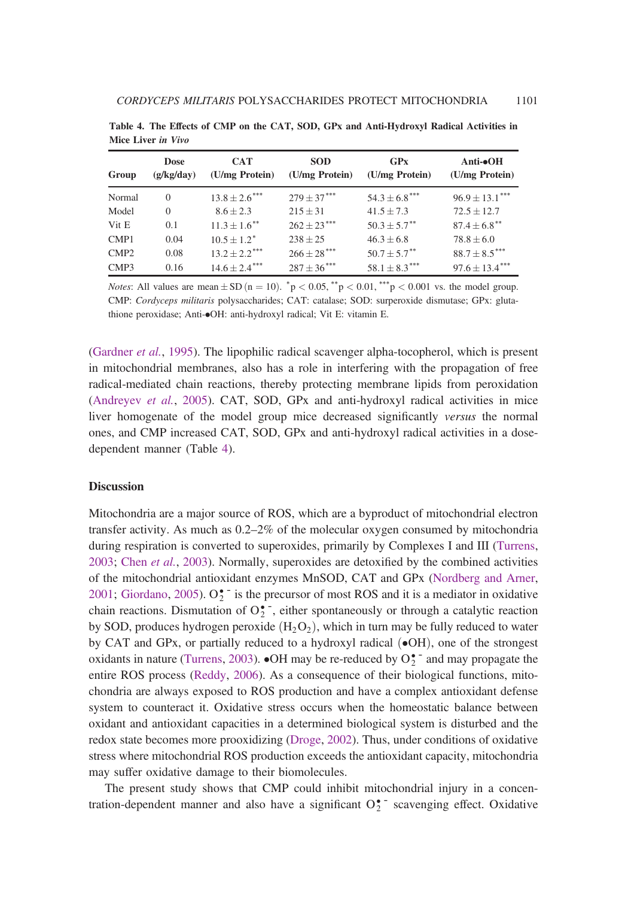**Table 4. The Effects of CMP on the CAT, SOD, GPx and Anti-Hydroxyl Radical Activities in Mice Liver *in Vivo***

| Group | Dose (g/kg/day) | CAT (U/mg Protein) | SOD (U/mg Protein) | GPx (U/mg Protein) | Anti-•OH (U/mg Protein) |
|---|---|---|---|---|---|
| Normal | 0 | $13.8 \pm 2.6^{***}$ | $279 \pm 37^{***}$ | $54.3 \pm 6.8^{***}$ | $96.9 \pm 13.1^{***}$ |
| Model | 0 | $8.6 \pm 2.3$ | $215 \pm 31$ | $41.5 \pm 7.3$ | $72.5 \pm 12.7$ |
| Vit E | 0.1 | $11.3 \pm 1.6^{**}$ | $262 \pm 23^{***}$ | $50.3 \pm 5.7^{**}$ | $87.4 \pm 6.8^{**}$ |
| CMP1 | 0.04 | $10.5 \pm 1.2^{*}$ | $238 \pm 25$ | $46.3 \pm 6.8$ | $78.8 \pm 6.0$ |
| CMP2 | 0.08 | $13.2 \pm 2.2^{***}$ | $266 \pm 28^{***}$ | $50.7 \pm 5.7^{**}$ | $88.7 \pm 8.5^{***}$ |
| CMP3 | 0.16 | $14.6 \pm 2.4^{***}$ | $287 \pm 36^{***}$ | $58.1 \pm 8.3^{***}$ | $97.6 \pm 13.4^{***}$ |

*Notes*: All values are mean ± SD (n = 10). $^{*}p < 0.05$, $^{**}p < 0.01$, $^{***}p < 0.001$ vs. the model group. CMP: *Cordyceps militaris* polysaccharides; CAT: catalase; SOD: surperoxide dismutase; GPx: glutathione peroxidase; Anti-•OH: anti-hydroxyl radical; Vit E: vitamin E.

(Gardner *et al.*, 1995). The lipophilic radical scavenger alpha-tocopherol, which is present in mitochondrial membranes, also has a role in interfering with the propagation of free radical-mediated chain reactions, thereby protecting membrane lipids from peroxidation (Andreyev *et al.*, 2005). CAT, SOD, GPx and anti-hydroxyl radical activities in mice liver homogenate of the model group mice decreased significantly *versus* the normal ones, and CMP increased CAT, SOD, GPx and anti-hydroxyl radical activities in a dose-dependent manner (Table 4).

## Discussion

Mitochondria are a major source of ROS, which are a byproduct of mitochondrial electron transfer activity. As much as 0.2–2% of the molecular oxygen consumed by mitochondria during respiration is converted to superoxides, primarily by Complexes I and III (Turrens, 2003; Chen *et al.*, 2003). Normally, superoxides are detoxified by the combined activities of the mitochondrial antioxidant enzymes MnSOD, CAT and GPx (Nordberg and Arner, 2001; Giordano, 2005). $O_2^{\bullet -}$ is the precursor of most ROS and it is a mediator in oxidative chain reactions. Dismutation of $O_2^{\bullet -}$, either spontaneously or through a catalytic reaction by SOD, produces hydrogen peroxide ($H_2O_2$), which in turn may be fully reduced to water by CAT and GPx, or partially reduced to a hydroxyl radical (•OH), one of the strongest oxidants in nature (Turrens, 2003). •OH may be re-reduced by $O_2^{\bullet -}$ and may propagate the entire ROS process (Reddy, 2006). As a consequence of their biological functions, mitochondria are always exposed to ROS production and have a complex antioxidant defense system to counteract it. Oxidative stress occurs when the homeostatic balance between oxidant and antioxidant capacities in a determined biological system is disturbed and the redox state becomes more prooxidizing (Droge, 2002). Thus, under conditions of oxidative stress where mitochondrial ROS production exceeds the antioxidant capacity, mitochondria may suffer oxidative damage to their biomolecules.

The present study shows that CMP could inhibit mitochondrial injury in a concentration-dependent manner and also have a significant $O_2^{\bullet -}$ scavenging effect. Oxidative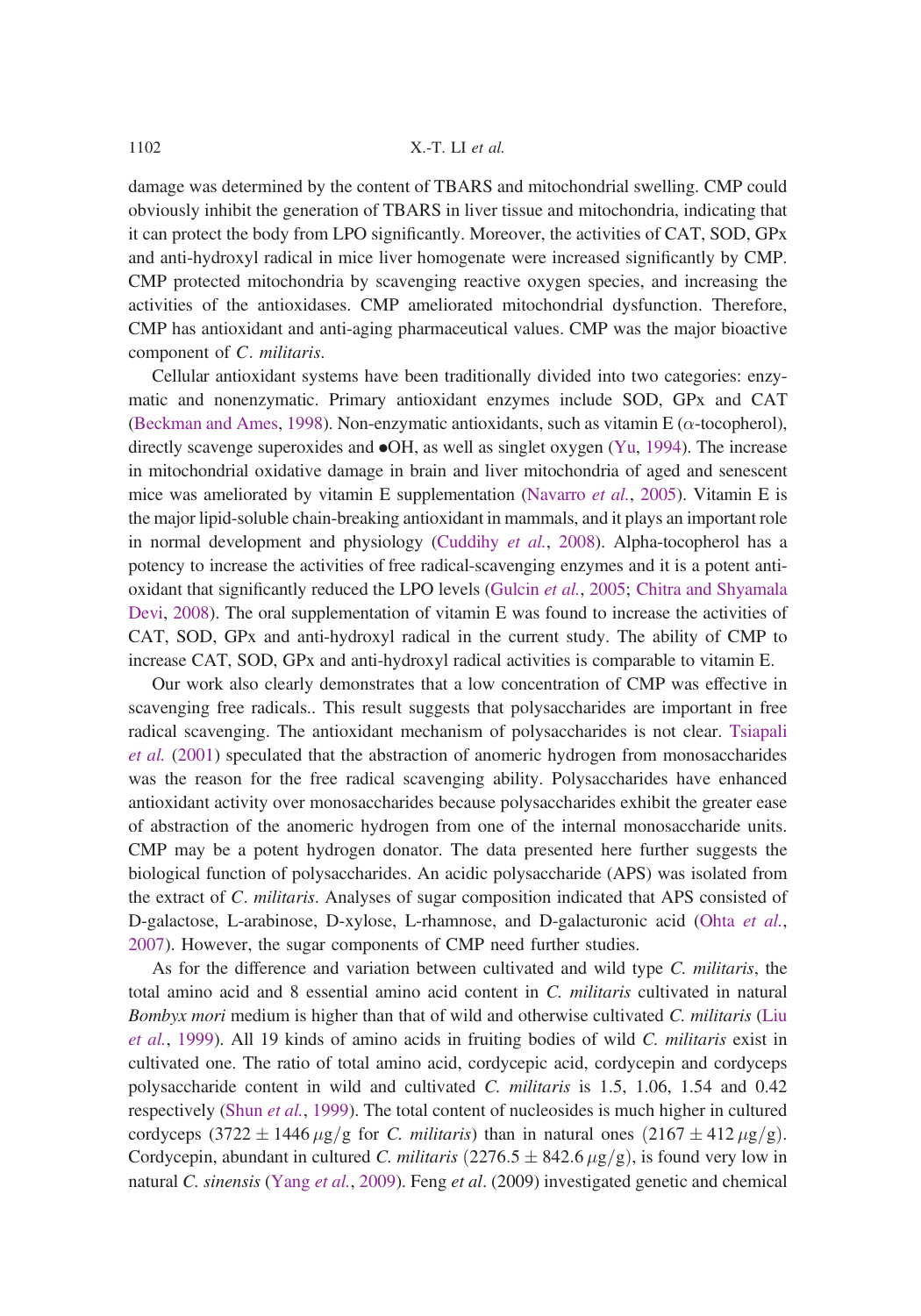damage was determined by the content of TBARS and mitochondrial swelling. CMP could obviously inhibit the generation of TBARS in liver tissue and mitochondria, indicating that it can protect the body from LPO significantly. Moreover, the activities of CAT, SOD, GPx and anti-hydroxyl radical in mice liver homogenate were increased significantly by CMP. CMP protected mitochondria by scavenging reactive oxygen species, and increasing the activities of the antioxidases. CMP ameliorated mitochondrial dysfunction. Therefore, CMP has antioxidant and anti-aging pharmaceutical values. CMP was the major bioactive component of *C. militaris*.

Cellular antioxidant systems have been traditionally divided into two categories: enzymatic and nonenzymatic. Primary antioxidant enzymes include SOD, GPx and CAT (Beckman and Ames, 1998). Non-enzymatic antioxidants, such as vitamin E ($\alpha$-tocopherol), directly scavenge superoxides and •OH, as well as singlet oxygen (Yu, 1994). The increase in mitochondrial oxidative damage in brain and liver mitochondria of aged and senescent mice was ameliorated by vitamin E supplementation (Navarro *et al.*, 2005). Vitamin E is the major lipid-soluble chain-breaking antioxidant in mammals, and it plays an important role in normal development and physiology (Cuddihy *et al.*, 2008). Alpha-tocopherol has a potency to increase the activities of free radical-scavenging enzymes and it is a potent antioxidant that significantly reduced the LPO levels (Gulcin *et al.*, 2005; Chitra and Shyamala Devi, 2008). The oral supplementation of vitamin E was found to increase the activities of CAT, SOD, GPx and anti-hydroxyl radical in the current study. The ability of CMP to increase CAT, SOD, GPx and anti-hydroxyl radical activities is comparable to vitamin E.

Our work also clearly demonstrates that a low concentration of CMP was effective in scavenging free radicals.. This result suggests that polysaccharides are important in free radical scavenging. The antioxidant mechanism of polysaccharides is not clear. Tsiapali *et al.* (2001) speculated that the abstraction of anomeric hydrogen from monosaccharides was the reason for the free radical scavenging ability. Polysaccharides have enhanced antioxidant activity over monosaccharides because polysaccharides exhibit the greater ease of abstraction of the anomeric hydrogen from one of the internal monosaccharide units. CMP may be a potent hydrogen donator. The data presented here further suggests the biological function of polysaccharides. An acidic polysaccharide (APS) was isolated from the extract of *C. militaris*. Analyses of sugar composition indicated that APS consisted of D-galactose, L-arabinose, D-xylose, L-rhamnose, and D-galacturonic acid (Ohta *et al.*, 2007). However, the sugar components of CMP need further studies.

As for the difference and variation between cultivated and wild type *C. militaris*, the total amino acid and 8 essential amino acid content in *C. militaris* cultivated in natural *Bombyx mori* medium is higher than that of wild and otherwise cultivated *C. militaris* (Liu *et al.*, 1999). All 19 kinds of amino acids in fruiting bodies of wild *C. militaris* exist in cultivated one. The ratio of total amino acid, cordycepic acid, cordycepin and cordyceps polysaccharide content in wild and cultivated *C. militaris* is 1.5, 1.06, 1.54 and 0.42 respectively (Shun *et al.*, 1999). The total content of nucleosides is much higher in cultured cordyceps ($3722 \pm 1446\,\mu g/g$ for *C. militaris*) than in natural ones ($2167 \pm 412\,\mu g/g$). Cordycepin, abundant in cultured *C. militaris* ($2276.5 \pm 842.6\,\mu g/g$), is found very low in natural *C. sinensis* (Yang *et al.*, 2009). Feng *et al*. (2009) investigated genetic and chemical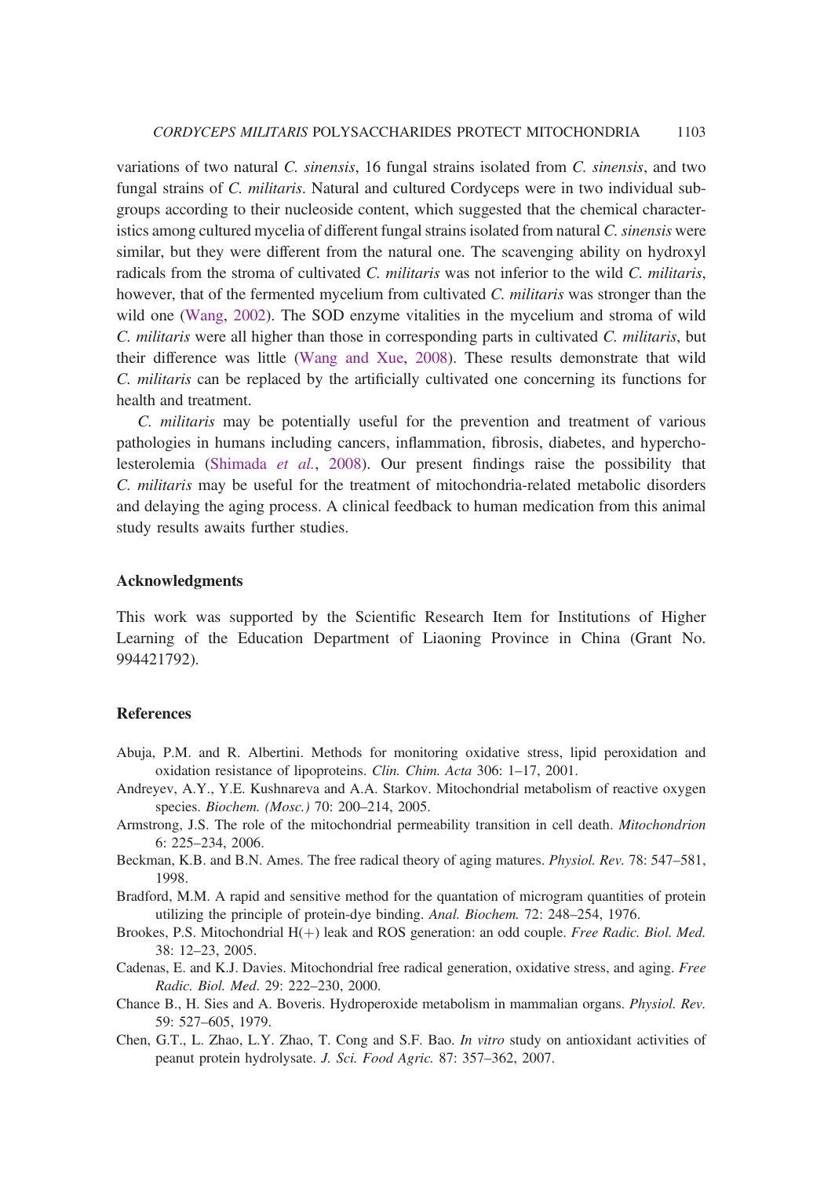variations of two natural *C. sinensis*, 16 fungal strains isolated from *C. sinensis*, and two fungal strains of *C. militaris*. Natural and cultured Cordyceps were in two individual subgroups according to their nucleoside content, which suggested that the chemical characteristics among cultured mycelia of different fungal strains isolated from natural *C. sinensis* were similar, but they were different from the natural one. The scavenging ability on hydroxyl radicals from the stroma of cultivated *C. militaris* was not inferior to the wild *C. militaris*, however, that of the fermented mycelium from cultivated *C. militaris* was stronger than the wild one (Wang, 2002). The SOD enzyme vitalities in the mycelium and stroma of wild *C. militaris* were all higher than those in corresponding parts in cultivated *C. militaris*, but their difference was little (Wang and Xue, 2008). These results demonstrate that wild *C. militaris* can be replaced by the artificially cultivated one concerning its functions for health and treatment.

*C. militaris* may be potentially useful for the prevention and treatment of various pathologies in humans including cancers, inflammation, fibrosis, diabetes, and hypercholesterolemia (Shimada *et al.*, 2008). Our present findings raise the possibility that *C. militaris* may be useful for the treatment of mitochondria-related metabolic disorders and delaying the aging process. A clinical feedback to human medication from this animal study results awaits further studies.

## Acknowledgments

This work was supported by the Scientific Research Item for Institutions of Higher Learning of the Education Department of Liaoning Province in China (Grant No. 994421792).

## References

Abuja, P.M. and R. Albertini. Methods for monitoring oxidative stress, lipid peroxidation and oxidation resistance of lipoproteins. *Clin. Chim. Acta* 306: 1–17, 2001.

Andreyev, A.Y., Y.E. Kushnareva and A.A. Starkov. Mitochondrial metabolism of reactive oxygen species. *Biochem. (Mosc.)* 70: 200–214, 2005.

Armstrong, J.S. The role of the mitochondrial permeability transition in cell death. *Mitochondrion* 6: 225–234, 2006.

Beckman, K.B. and B.N. Ames. The free radical theory of aging matures. *Physiol. Rev.* 78: 547–581, 1998.

Bradford, M.M. A rapid and sensitive method for the quantation of microgram quantities of protein utilizing the principle of protein-dye binding. *Anal. Biochem.* 72: 248–254, 1976.

Brookes, P.S. Mitochondrial H(+) leak and ROS generation: an odd couple. *Free Radic. Biol. Med.* 38: 12–23, 2005.

Cadenas, E. and K.J. Davies. Mitochondrial free radical generation, oxidative stress, and aging. *Free Radic. Biol. Med*. 29: 222–230, 2000.

Chance B., H. Sies and A. Boveris. Hydroperoxide metabolism in mammalian organs. *Physiol. Rev.* 59: 527–605, 1979.

Chen, G.T., L. Zhao, L.Y. Zhao, T. Cong and S.F. Bao. *In vitro* study on antioxidant activities of peanut protein hydrolysate. *J. Sci. Food Agric.* 87: 357–362, 2007.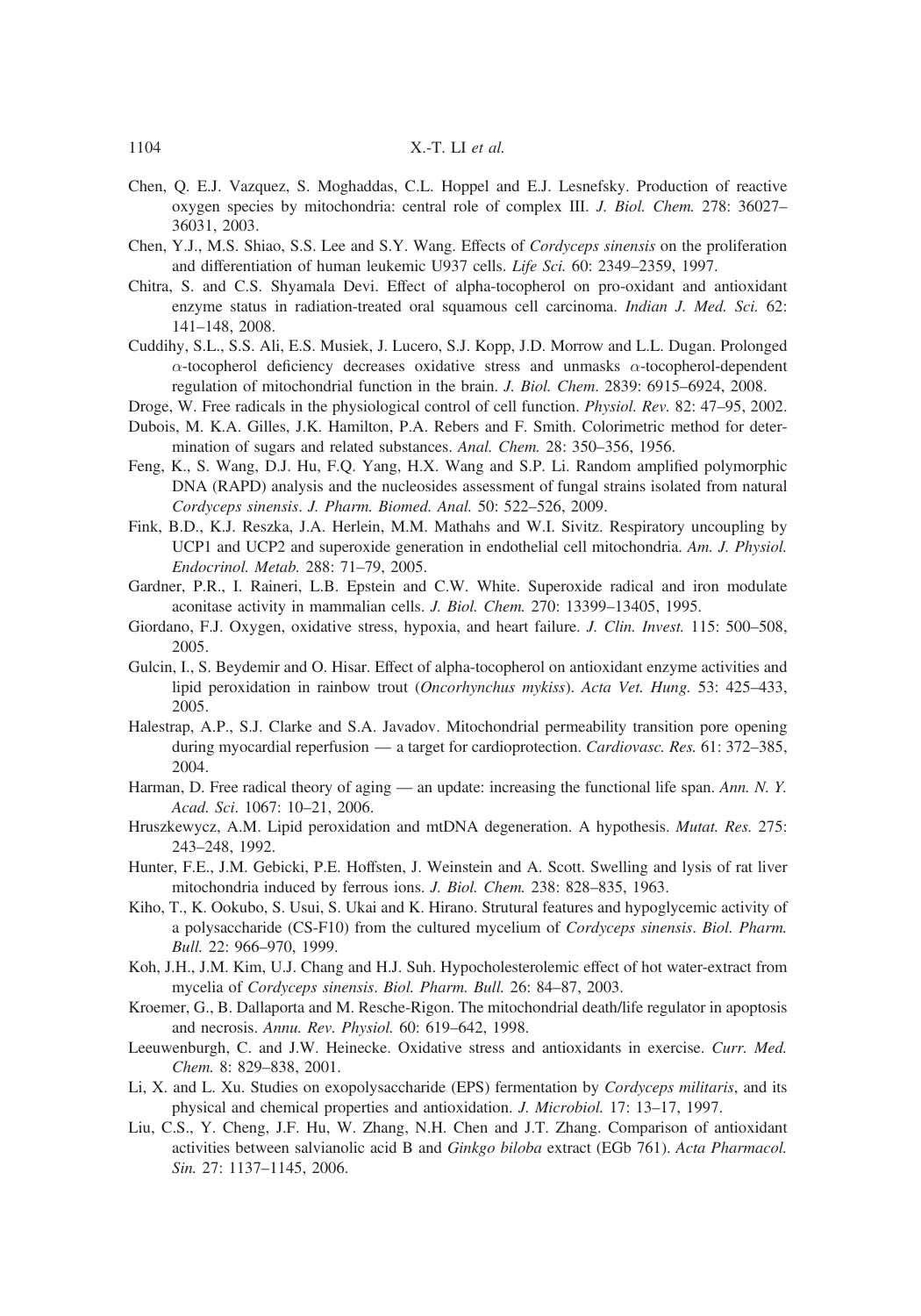Chen, Q. E.J. Vazquez, S. Moghaddas, C.L. Hoppel and E.J. Lesnefsky. Production of reactive oxygen species by mitochondria: central role of complex III. *J. Biol. Chem.* 278: 36027–36031, 2003.

Chen, Y.J., M.S. Shiao, S.S. Lee and S.Y. Wang. Effects of *Cordyceps sinensis* on the proliferation and differentiation of human leukemic U937 cells. *Life Sci.* 60: 2349–2359, 1997.

Chitra, S. and C.S. Shyamala Devi. Effect of alpha-tocopherol on pro-oxidant and antioxidant enzyme status in radiation-treated oral squamous cell carcinoma. *Indian J. Med. Sci.* 62: 141–148, 2008.

Cuddihy, S.L., S.S. Ali, E.S. Musiek, J. Lucero, S.J. Kopp, J.D. Morrow and L.L. Dugan. Prolonged $\alpha$-tocopherol deficiency decreases oxidative stress and unmasks $\alpha$-tocopherol-dependent regulation of mitochondrial function in the brain. *J. Biol. Chem*. 2839: 6915–6924, 2008.

Droge, W. Free radicals in the physiological control of cell function. *Physiol. Rev*. 82: 47–95, 2002.

Dubois, M. K.A. Gilles, J.K. Hamilton, P.A. Rebers and F. Smith. Colorimetric method for determination of sugars and related substances. *Anal. Chem.* 28: 350–356, 1956.

Feng, K., S. Wang, D.J. Hu, F.Q. Yang, H.X. Wang and S.P. Li. Random amplified polymorphic DNA (RAPD) analysis and the nucleosides assessment of fungal strains isolated from natural *Cordyceps sinensis*. *J. Pharm. Biomed. Anal.* 50: 522–526, 2009.

Fink, B.D., K.J. Reszka, J.A. Herlein, M.M. Mathahs and W.I. Sivitz. Respiratory uncoupling by UCP1 and UCP2 and superoxide generation in endothelial cell mitochondria. *Am. J. Physiol. Endocrinol. Metab.* 288: 71–79, 2005.

Gardner, P.R., I. Raineri, L.B. Epstein and C.W. White. Superoxide radical and iron modulate aconitase activity in mammalian cells. *J. Biol. Chem.* 270: 13399–13405, 1995.

Giordano, F.J. Oxygen, oxidative stress, hypoxia, and heart failure. *J. Clin. Invest.* 115: 500–508, 2005.

Gulcin, I., S. Beydemir and O. Hisar. Effect of alpha-tocopherol on antioxidant enzyme activities and lipid peroxidation in rainbow trout (*Oncorhynchus mykiss*). *Acta Vet. Hung.* 53: 425–433, 2005.

Halestrap, A.P., S.J. Clarke and S.A. Javadov. Mitochondrial permeability transition pore opening during myocardial reperfusion — a target for cardioprotection. *Cardiovasc. Res.* 61: 372–385, 2004.

Harman, D. Free radical theory of aging — an update: increasing the functional life span. *Ann. N. Y. Acad. Sci*. 1067: 10–21, 2006.

Hruszkewycz, A.M. Lipid peroxidation and mtDNA degeneration. A hypothesis. *Mutat. Res.* 275: 243–248, 1992.

Hunter, F.E., J.M. Gebicki, P.E. Hoffsten, J. Weinstein and A. Scott. Swelling and lysis of rat liver mitochondria induced by ferrous ions. *J. Biol. Chem.* 238: 828–835, 1963.

Kiho, T., K. Ookubo, S. Usui, S. Ukai and K. Hirano. Strutural features and hypoglycemic activity of a polysaccharide (CS-F10) from the cultured mycelium of *Cordyceps sinensis*. *Biol. Pharm. Bull.* 22: 966–970, 1999.

Koh, J.H., J.M. Kim, U.J. Chang and H.J. Suh. Hypocholesterolemic effect of hot water-extract from mycelia of *Cordyceps sinensis*. *Biol. Pharm. Bull.* 26: 84–87, 2003.

Kroemer, G., B. Dallaporta and M. Resche-Rigon. The mitochondrial death/life regulator in apoptosis and necrosis. *Annu. Rev. Physiol.* 60: 619–642, 1998.

Leeuwenburgh, C. and J.W. Heinecke. Oxidative stress and antioxidants in exercise. *Curr. Med. Chem.* 8: 829–838, 2001.

Li, X. and L. Xu. Studies on exopolysaccharide (EPS) fermentation by *Cordyceps militaris*, and its physical and chemical properties and antioxidation. *J. Microbiol.* 17: 13–17, 1997.

Liu, C.S., Y. Cheng, J.F. Hu, W. Zhang, N.H. Chen and J.T. Zhang. Comparison of antioxidant activities between salvianolic acid B and *Ginkgo biloba* extract (EGb 761). *Acta Pharmacol. Sin.* 27: 1137–1145, 2006.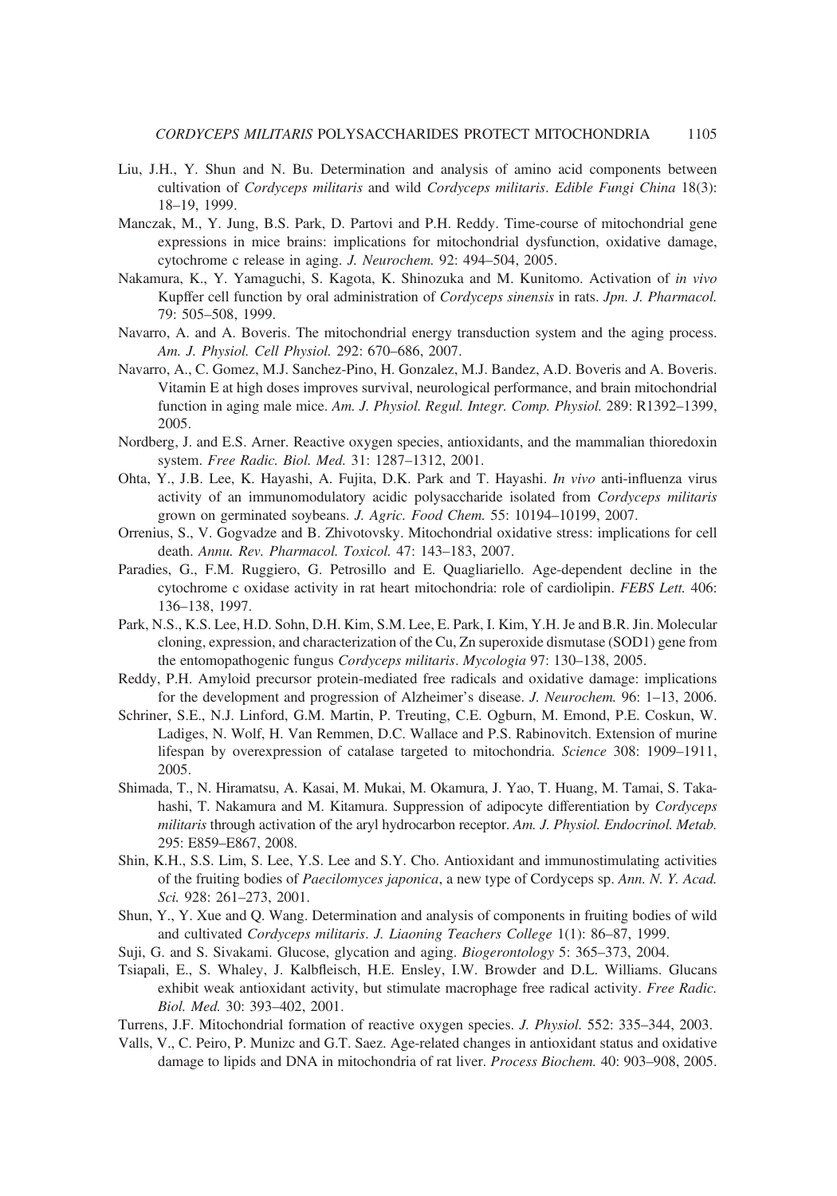Liu, J.H., Y. Shun and N. Bu. Determination and analysis of amino acid components between cultivation of *Cordyceps militaris* and wild *Cordyceps militaris*. *Edible Fungi China* 18(3): 18–19, 1999.

Manczak, M., Y. Jung, B.S. Park, D. Partovi and P.H. Reddy. Time-course of mitochondrial gene expressions in mice brains: implications for mitochondrial dysfunction, oxidative damage, cytochrome c release in aging. *J. Neurochem.* 92: 494–504, 2005.

Nakamura, K., Y. Yamaguchi, S. Kagota, K. Shinozuka and M. Kunitomo. Activation of *in vivo* Kupffer cell function by oral administration of *Cordyceps sinensis* in rats. *Jpn. J. Pharmacol.* 79: 505–508, 1999.

Navarro, A. and A. Boveris. The mitochondrial energy transduction system and the aging process. *Am. J. Physiol. Cell Physiol.* 292: 670–686, 2007.

Navarro, A., C. Gomez, M.J. Sanchez-Pino, H. Gonzalez, M.J. Bandez, A.D. Boveris and A. Boveris. Vitamin E at high doses improves survival, neurological performance, and brain mitochondrial function in aging male mice. *Am. J. Physiol. Regul. Integr. Comp. Physiol.* 289: R1392–1399, 2005.

Nordberg, J. and E.S. Arner. Reactive oxygen species, antioxidants, and the mammalian thioredoxin system. *Free Radic. Biol. Med.* 31: 1287–1312, 2001.

Ohta, Y., J.B. Lee, K. Hayashi, A. Fujita, D.K. Park and T. Hayashi. *In vivo* anti-influenza virus activity of an immunomodulatory acidic polysaccharide isolated from *Cordyceps militaris* grown on germinated soybeans. *J. Agric. Food Chem.* 55: 10194–10199, 2007.

Orrenius, S., V. Gogvadze and B. Zhivotovsky. Mitochondrial oxidative stress: implications for cell death. *Annu. Rev. Pharmacol. Toxicol.* 47: 143–183, 2007.

Paradies, G., F.M. Ruggiero, G. Petrosillo and E. Quagliariello. Age-dependent decline in the cytochrome c oxidase activity in rat heart mitochondria: role of cardiolipin. *FEBS Lett.* 406: 136–138, 1997.

Park, N.S., K.S. Lee, H.D. Sohn, D.H. Kim, S.M. Lee, E. Park, I. Kim, Y.H. Je and B.R. Jin. Molecular cloning, expression, and characterization of the Cu, Zn superoxide dismutase (SOD1) gene from the entomopathogenic fungus *Cordyceps militaris*. *Mycologia* 97: 130–138, 2005.

Reddy, P.H. Amyloid precursor protein-mediated free radicals and oxidative damage: implications for the development and progression of Alzheimer's disease. *J. Neurochem.* 96: 1–13, 2006.

Schriner, S.E., N.J. Linford, G.M. Martin, P. Treuting, C.E. Ogburn, M. Emond, P.E. Coskun, W. Ladiges, N. Wolf, H. Van Remmen, D.C. Wallace and P.S. Rabinovitch. Extension of murine lifespan by overexpression of catalase targeted to mitochondria. *Science* 308: 1909–1911, 2005.

Shimada, T., N. Hiramatsu, A. Kasai, M. Mukai, M. Okamura, J. Yao, T. Huang, M. Tamai, S. Takahashi, T. Nakamura and M. Kitamura. Suppression of adipocyte differentiation by *Cordyceps militaris* through activation of the aryl hydrocarbon receptor. *Am. J. Physiol. Endocrinol. Metab.* 295: E859–E867, 2008.

Shin, K.H., S.S. Lim, S. Lee, Y.S. Lee and S.Y. Cho. Antioxidant and immunostimulating activities of the fruiting bodies of *Paecilomyces japonica*, a new type of Cordyceps sp. *Ann. N. Y. Acad. Sci.* 928: 261–273, 2001.

Shun, Y., Y. Xue and Q. Wang. Determination and analysis of components in fruiting bodies of wild and cultivated *Cordyceps militaris*. *J. Liaoning Teachers College* 1(1): 86–87, 1999.

Suji, G. and S. Sivakami. Glucose, glycation and aging. *Biogerontology* 5: 365–373, 2004.

Tsiapali, E., S. Whaley, J. Kalbfleisch, H.E. Ensley, I.W. Browder and D.L. Williams. Glucans exhibit weak antioxidant activity, but stimulate macrophage free radical activity. *Free Radic. Biol. Med.* 30: 393–402, 2001.

Turrens, J.F. Mitochondrial formation of reactive oxygen species. *J. Physiol.* 552: 335–344, 2003.

Valls, V., C. Peiro, P. Munizc and G.T. Saez. Age-related changes in antioxidant status and oxidative damage to lipids and DNA in mitochondria of rat liver. *Process Biochem.* 40: 903–908, 2005.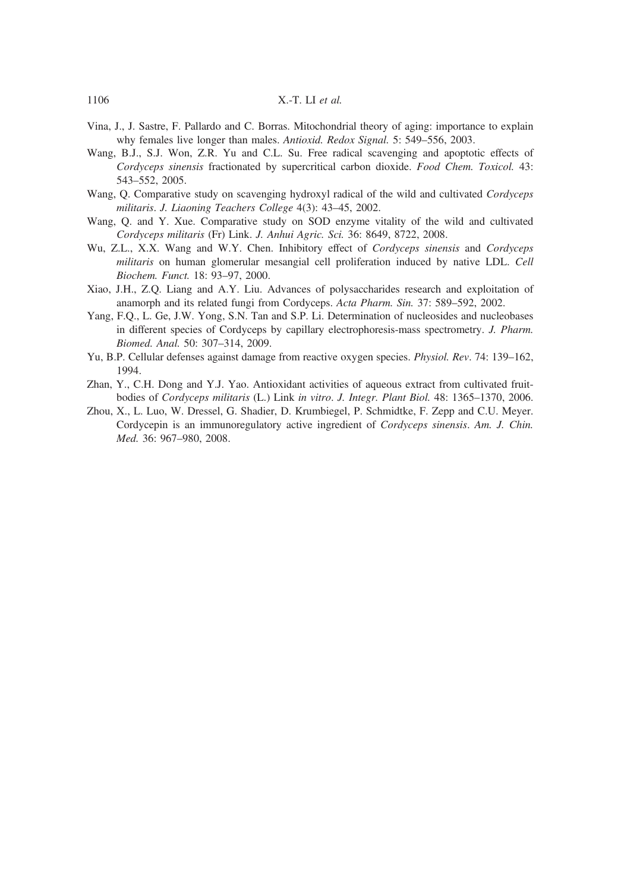Vina, J., J. Sastre, F. Pallardo and C. Borras. Mitochondrial theory of aging: importance to explain why females live longer than males. *Antioxid. Redox Signal.* 5: 549–556, 2003.

Wang, B.J., S.J. Won, Z.R. Yu and C.L. Su. Free radical scavenging and apoptotic effects of *Cordyceps sinensis* fractionated by supercritical carbon dioxide. *Food Chem. Toxicol.* 43: 543–552, 2005.

Wang, Q. Comparative study on scavenging hydroxyl radical of the wild and cultivated *Cordyceps militaris*. *J. Liaoning Teachers College* 4(3): 43–45, 2002.

Wang, Q. and Y. Xue. Comparative study on SOD enzyme vitality of the wild and cultivated *Cordyceps militaris* (Fr) Link. *J. Anhui Agric. Sci.* 36: 8649, 8722, 2008.

Wu, Z.L., X.X. Wang and W.Y. Chen. Inhibitory effect of *Cordyceps sinensis* and *Cordyceps militaris* on human glomerular mesangial cell proliferation induced by native LDL. *Cell Biochem. Funct.* 18: 93–97, 2000.

Xiao, J.H., Z.Q. Liang and A.Y. Liu. Advances of polysaccharides research and exploitation of anamorph and its related fungi from Cordyceps. *Acta Pharm. Sin.* 37: 589–592, 2002.

Yang, F.Q., L. Ge, J.W. Yong, S.N. Tan and S.P. Li. Determination of nucleosides and nucleobases in different species of Cordyceps by capillary electrophoresis-mass spectrometry. *J. Pharm. Biomed. Anal.* 50: 307–314, 2009.

Yu, B.P. Cellular defenses against damage from reactive oxygen species. *Physiol. Rev*. 74: 139–162, 1994.

Zhan, Y., C.H. Dong and Y.J. Yao. Antioxidant activities of aqueous extract from cultivated fruit-bodies of *Cordyceps militaris* (L.) Link *in vitro*. *J. Integr. Plant Biol.* 48: 1365–1370, 2006.

Zhou, X., L. Luo, W. Dressel, G. Shadier, D. Krumbiegel, P. Schmidtke, F. Zepp and C.U. Meyer. Cordycepin is an immunoregulatory active ingredient of *Cordyceps sinensis*. *Am. J. Chin. Med.* 36: 967–980, 2008.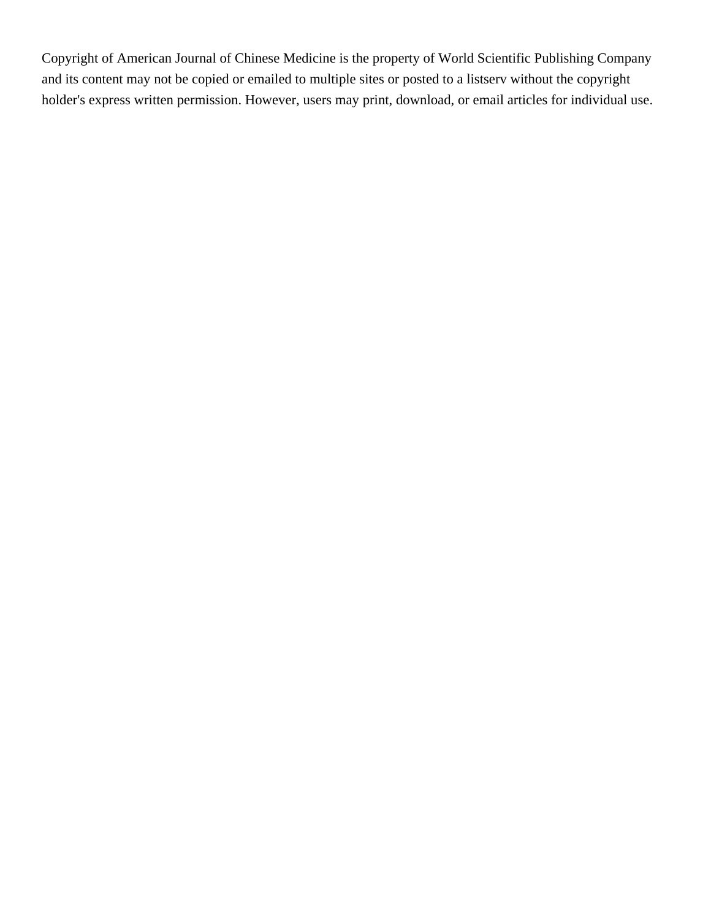Copyright of American Journal of Chinese Medicine is the property of World Scientific Publishing Company and its content may not be copied or emailed to multiple sites or posted to a listserv without the copyright holder's express written permission. However, users may print, download, or email articles for individual use.